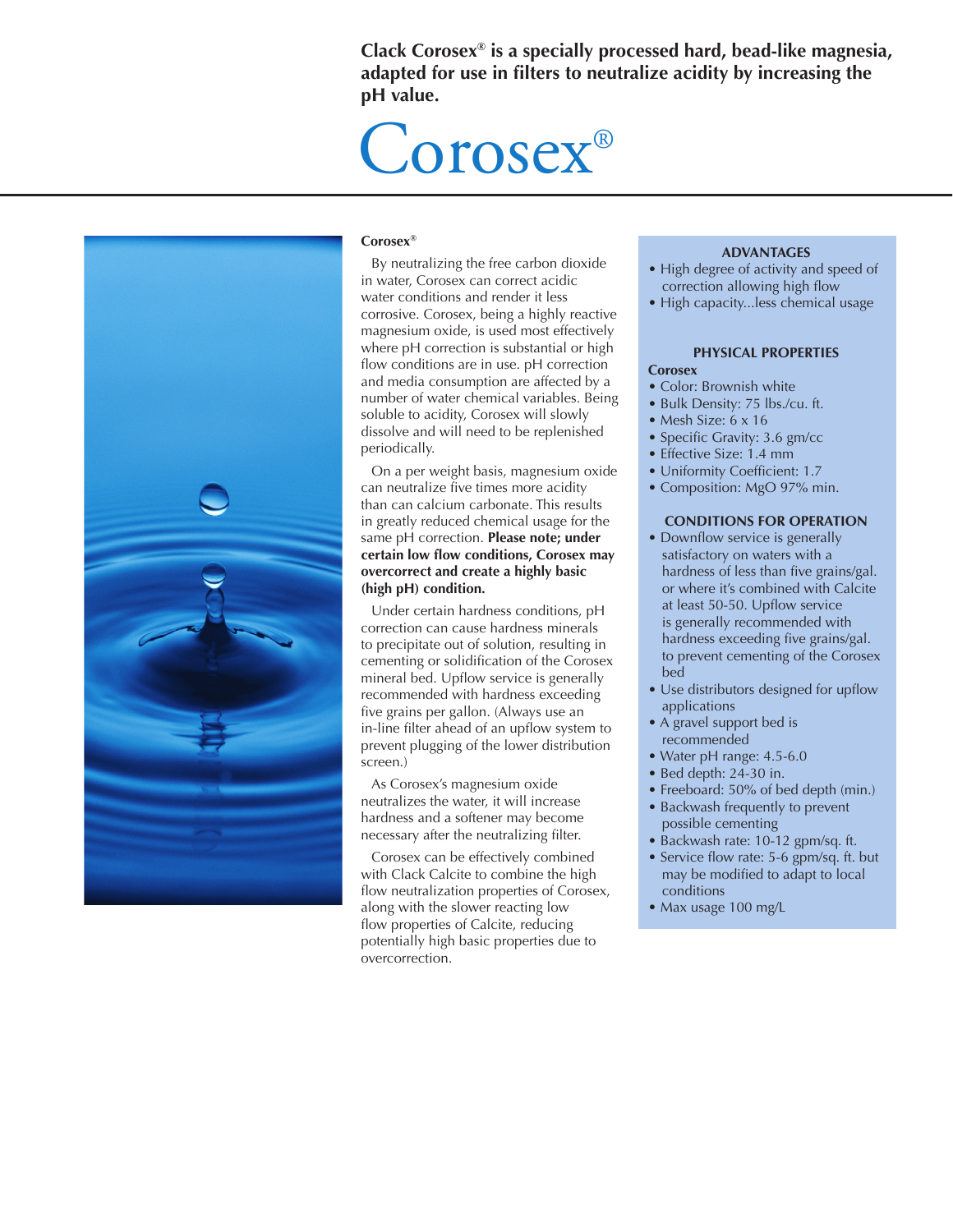**Clack Corosex® is a specially processed hard, bead-like magnesia, adapted for use in filters to neutralize acidity by increasing the pH value.**

# Corosex®

## Corosex®

By neutralizing the free carbon dioxide in water, Corosex can correct acidic water conditions and render it less corrosive. Corosex, being a highly reactive magnesium oxide, is used most effectively where pH correction is substantial or high flow conditions are in use. pH correction and media consumption are affected by a number of water chemical variables. Being soluble to acidity, Corosex will slowly dissolve and will need to be replenished periodically.

On a per weight basis, magnesium oxide can neutralize five times more acidity than can calcium carbonate. This results in greatly reduced chemical usage for the same pH correction. **Please note; under certain low flow conditions, Corosex may overcorrect and create a highly basic (high pH) condition.**

Under certain hardness conditions, pH correction can cause hardness minerals to precipitate out of solution, resulting in cementing or solidification of the Corosex mineral bed. Upflow service is generally recommended with hardness exceeding five grains per gallon. (Always use an in-line filter ahead of an upflow system to prevent plugging of the lower distribution screen.)

As Corosex's magnesium oxide neutralizes the water, it will increase hardness and a softener may become necessary after the neutralizing filter.

Corosex can be effectively combined with Clack Calcite to combine the high flow neutralization properties of Corosex, along with the slower reacting low flow properties of Calcite, reducing potentially high basic properties due to overcorrection.

### ADVANTAGES

- High degree of activity and speed of correction allowing high flow
- High capacity...less chemical usage

### PHYSICAL PROPERTIES

**Corosex**

- Color: Brownish white
- Bulk Density: 75 lbs./cu. ft.
- Mesh Size: 6 x 16
- Specific Gravity: 3.6 gm/cc
- Effective Size: 1.4 mm
- Uniformity Coefficient: 1.7
- Composition: MgO 97% min.

### CONDITIONS FOR OPERATION

- Downflow service is generally satisfactory on waters with a hardness of less than five grains/gal. or where it's combined with Calcite at least 50-50. Upflow service is generally recommended with hardness exceeding five grains/gal. to prevent cementing of the Corosex bed
- Use distributors designed for upflow applications
- A gravel support bed is recommended
- Water pH range: 4.5-6.0
- Bed depth: 24-30 in.
- Freeboard: 50% of bed depth (min.)
- Backwash frequently to prevent possible cementing
- Backwash rate: 10-12 gpm/sq. ft.
- Service flow rate: 5-6 gpm/sq. ft. but may be modified to adapt to local conditions
- Max usage 100 mg/L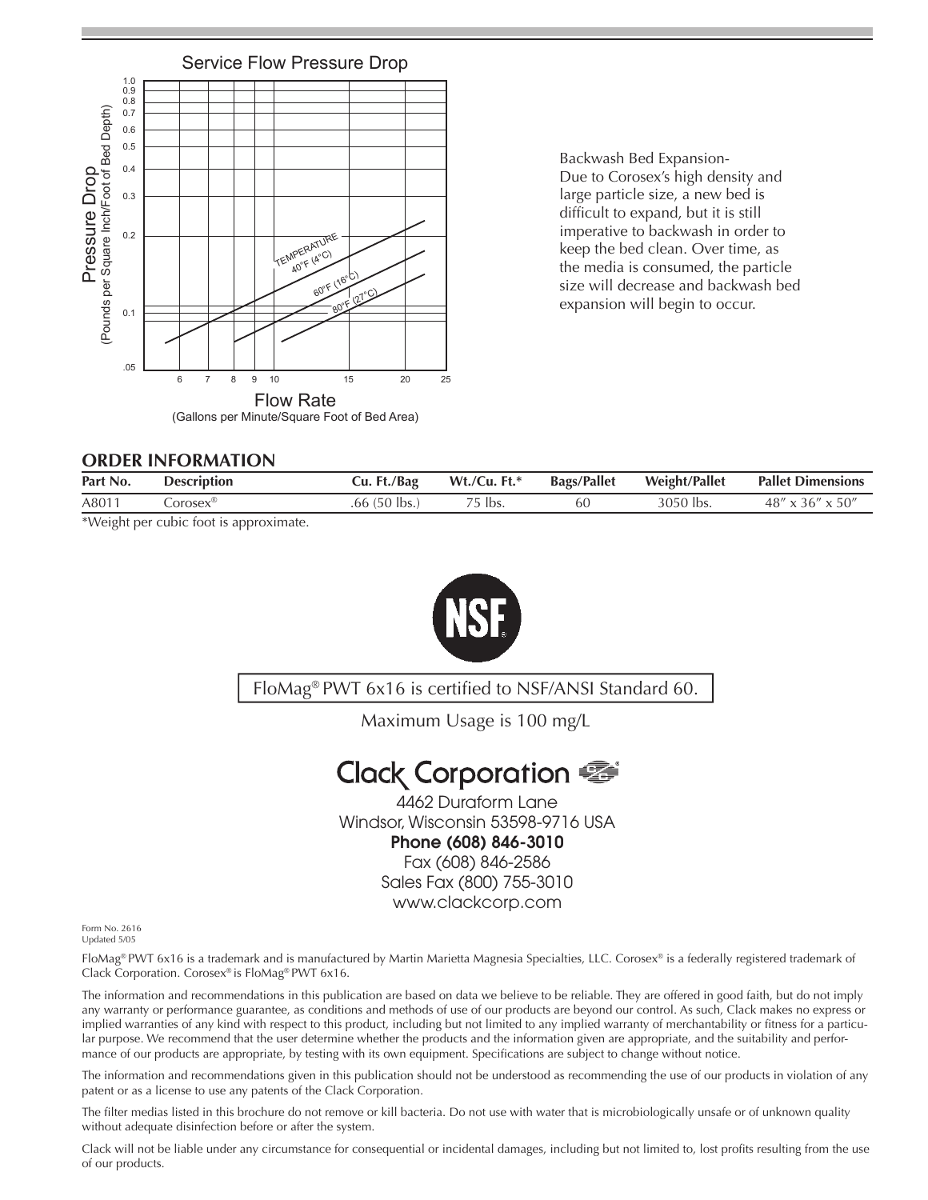Service Flow Pressure Drop

Pressure Drop
(Pounds per Square Inch/Foot of Bed Depth)

1.0
0.9
0.8
0.7
0.6
0.5
0.4
0.3
0.2
0.1
.05

TEMPERATURE
40°F (4°C)
60°F (16°C)
80°F (27°C)

6 7 8 9 10 15 20 25

Flow Rate
(Gallons per Minute/Square Foot of Bed Area)

Backwash Bed Expansion-
Due to Corosex's high density and large particle size, a new bed is difficult to expand, but it is still imperative to backwash in order to keep the bed clean. Over time, as the media is consumed, the particle size will decrease and backwash bed expansion will begin to occur.

## ORDER INFORMATION

| Part No. | Description | Cu. Ft./Bag | Wt./Cu. Ft.* | Bags/Pallet | Weight/Pallet | Pallet Dimensions |
|---|---|---|---|---|---|---|
| A8011 | Corosex® | .66 (50 lbs.) | 75 lbs. | 60 | 3050 lbs. | 48″ x 36″ x 50″ |

*Weight per cubic foot is approximate.

NSF

FloMag® PWT 6x16 is certified to NSF/ANSI Standard 60.

Maximum Usage is 100 mg/L

Clack Corporation

4462 Duraform Lane
Windsor, Wisconsin 53598-9716 USA
**Phone (608) 846-3010**
Fax (608) 846-2586
Sales Fax (800) 755-3010
www.clackcorp.com

Form No. 2616
Updated 5/05

FloMag® PWT 6x16 is a trademark and is manufactured by Martin Marietta Magnesia Specialties, LLC. Corosex® is a federally registered trademark of Clack Corporation. Corosex® is FloMag® PWT 6x16.

The information and recommendations in this publication are based on data we believe to be reliable. They are offered in good faith, but do not imply any warranty or performance guarantee, as conditions and methods of use of our products are beyond our control. As such, Clack makes no express or implied warranties of any kind with respect to this product, including but not limited to any implied warranty of merchantability or fitness for a particular purpose. We recommend that the user determine whether the products and the information given are appropriate, and the suitability and performance of our products are appropriate, by testing with its own equipment. Specifications are subject to change without notice.

The information and recommendations given in this publication should not be understood as recommending the use of our products in violation of any patent or as a license to use any patents of the Clack Corporation.

The filter medias listed in this brochure do not remove or kill bacteria. Do not use with water that is microbiologically unsafe or of unknown quality without adequate disinfection before or after the system.

Clack will not be liable under any circumstance for consequential or incidental damages, including but not limited to, lost profits resulting from the use of our products.